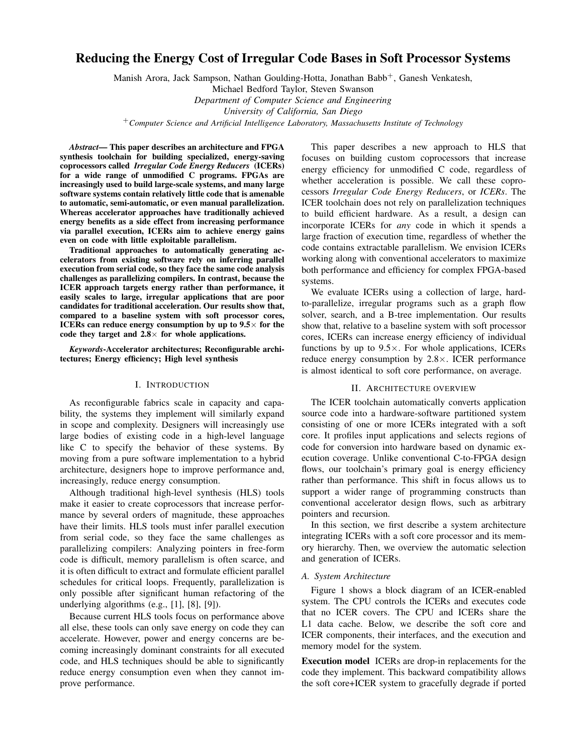# Reducing the Energy Cost of Irregular Code Bases in Soft Processor Systems

Manish Arora, Jack Sampson, Nathan Goulding-Hotta, Jonathan Babb[+], Ganesh Venkatesh, Michael Bedford Taylor, Steven Swanson

*Department of Computer Science and Engineering*
*University of California, San Diego*
[+]*Computer Science and Artificial Intelligence Laboratory, Massachusetts Institute of Technology*

***Abstract*— This paper describes an architecture and FPGA synthesis toolchain for building specialized, energy-saving coprocessors called *Irregular Code Energy Reducers* (ICERs) for a wide range of unmodified C programs. FPGAs are increasingly used to build large-scale systems, and many large software systems contain relatively little code that is amenable to automatic, semi-automatic, or even manual parallelization. Whereas accelerator approaches have traditionally achieved energy benefits as a side effect from increasing performance via parallel execution, ICERs aim to achieve energy gains even on code with little exploitable parallelism.**

**Traditional approaches to automatically generating accelerators from existing software rely on inferring parallel execution from serial code, so they face the same code analysis challenges as parallelizing compilers. In contrast, because the ICER approach targets energy rather than performance, it easily scales to large, irregular applications that are poor candidates for traditional acceleration. Our results show that, compared to a baseline system with soft processor cores, ICERs can reduce energy consumption by up to 9.5× for the code they target and 2.8× for whole applications.**

***Keywords*-Accelerator architectures; Reconfigurable architectures; Energy efficiency; High level synthesis**

## I. Introduction

As reconfigurable fabrics scale in capacity and capability, the systems they implement will similarly expand in scope and complexity. Designers will increasingly use large bodies of existing code in a high-level language like C to specify the behavior of these systems. By moving from a pure software implementation to a hybrid architecture, designers hope to improve performance and, increasingly, reduce energy consumption.

Although traditional high-level synthesis (HLS) tools make it easier to create coprocessors that increase performance by several orders of magnitude, these approaches have their limits. HLS tools must infer parallel execution from serial code, so they face the same challenges as parallelizing compilers: Analyzing pointers in free-form code is difficult, memory parallelism is often scarce, and it is often difficult to extract and formulate efficient parallel schedules for critical loops. Frequently, parallelization is only possible after significant human refactoring of the underlying algorithms (e.g., [1], [8], [9]).

Because current HLS tools focus on performance above all else, these tools can only save energy on code they can accelerate. However, power and energy concerns are becoming increasingly dominant constraints for all executed code, and HLS techniques should be able to significantly reduce energy consumption even when they cannot improve performance.

This paper describes a new approach to HLS that focuses on building custom coprocessors that increase energy efficiency for unmodified C code, regardless of whether acceleration is possible. We call these coprocessors *Irregular Code Energy Reducers*, or *ICERs*. The ICER toolchain does not rely on parallelization techniques to build efficient hardware. As a result, a design can incorporate ICERs for *any* code in which it spends a large fraction of execution time, regardless of whether the code contains extractable parallelism. We envision ICERs working along with conventional accelerators to maximize both performance and efficiency for complex FPGA-based systems.

We evaluate ICERs using a collection of large, hard-to-parallelize, irregular programs such as a graph flow solver, search, and a B-tree implementation. Our results show that, relative to a baseline system with soft processor cores, ICERs can increase energy efficiency of individual functions by up to 9.5×. For whole applications, ICERs reduce energy consumption by 2.8×. ICER performance is almost identical to soft core performance, on average.

## II. Architecture Overview

The ICER toolchain automatically converts application source code into a hardware-software partitioned system consisting of one or more ICERs integrated with a soft core. It profiles input applications and selects regions of code for conversion into hardware based on dynamic execution coverage. Unlike conventional C-to-FPGA design flows, our toolchain's primary goal is energy efficiency rather than performance. This shift in focus allows us to support a wider range of programming constructs than conventional accelerator design flows, such as arbitrary pointers and recursion.

In this section, we first describe a system architecture integrating ICERs with a soft core processor and its memory hierarchy. Then, we overview the automatic selection and generation of ICERs.

### A. System Architecture

Figure 1 shows a block diagram of an ICER-enabled system. The CPU controls the ICERs and executes code that no ICER covers. The CPU and ICERs share the L1 data cache. Below, we describe the soft core and ICER components, their interfaces, and the execution and memory model for the system.

**Execution model** ICERs are drop-in replacements for the code they implement. This backward compatibility allows the soft core+ICER system to gracefully degrade if ported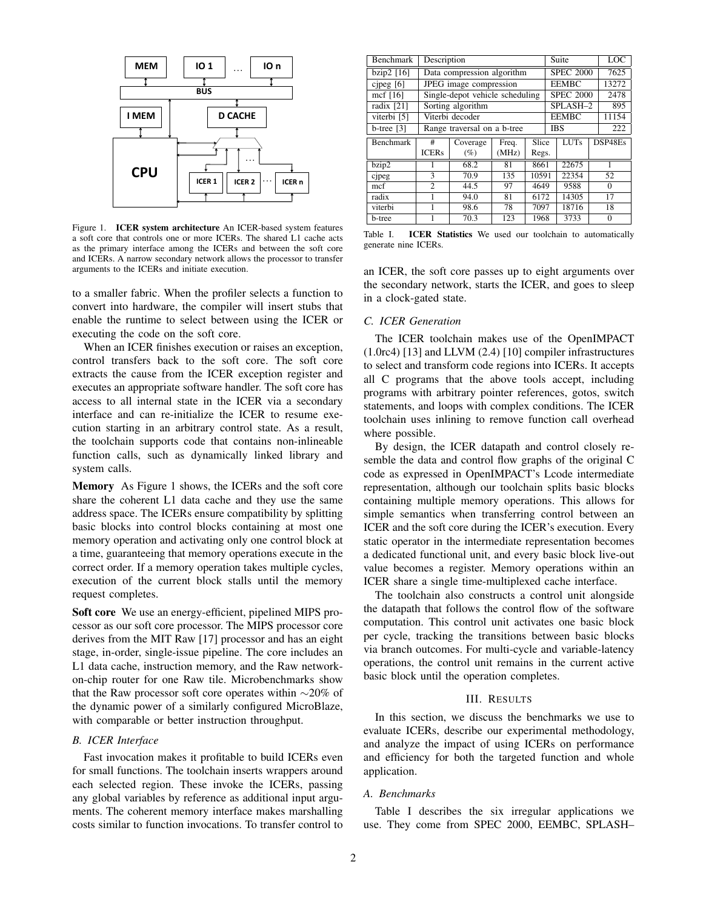MEM

IO 1

...

IO n

BUS

I MEM

D CACHE

CPU

...

ICER 1

ICER 2

...

ICER n

Figure 1. **ICER system architecture** An ICER-based system features a soft core that controls one or more ICERs. The shared L1 cache acts as the primary interface among the ICERs and between the soft core and ICERs. A narrow secondary network allows the processor to transfer arguments to the ICERs and initiate execution.

to a smaller fabric. When the profiler selects a function to convert into hardware, the compiler will insert stubs that enable the runtime to select between using the ICER or executing the code on the soft core.

When an ICER finishes execution or raises an exception, control transfers back to the soft core. The soft core extracts the cause from the ICER exception register and executes an appropriate software handler. The soft core has access to all internal state in the ICER via a secondary interface and can re-initialize the ICER to resume execution starting in an arbitrary control state. As a result, the toolchain supports code that contains non-inlineable function calls, such as dynamically linked library and system calls.

**Memory** As Figure 1 shows, the ICERs and the soft core share the coherent L1 data cache and they use the same address space. The ICERs ensure compatibility by splitting basic blocks into control blocks containing at most one memory operation and activating only one control block at a time, guaranteeing that memory operations execute in the correct order. If a memory operation takes multiple cycles, execution of the current block stalls until the memory request completes.

**Soft core** We use an energy-efficient, pipelined MIPS processor as our soft core processor. The MIPS processor core derives from the MIT Raw [17] processor and has an eight stage, in-order, single-issue pipeline. The core includes an L1 data cache, instruction memory, and the Raw network-on-chip router for one Raw tile. Microbenchmarks show that the Raw processor soft core operates within ~20% of the dynamic power of a similarly configured MicroBlaze, with comparable or better instruction throughput.

### B. ICER Interface

Fast invocation makes it profitable to build ICERs even for small functions. The toolchain inserts wrappers around each selected region. These invoke the ICERs, passing any global variables by reference as additional input arguments. The coherent memory interface makes marshalling costs similar to function invocations. To transfer control to an ICER, the soft core passes up to eight arguments over the secondary network, starts the ICER, and goes to sleep in a clock-gated state.

| Benchmark | Description | Suite | LOC |
|---|---|---|---|
| bzip2 [16] | Data compression algorithm | SPEC 2000 | 7625 |
| cjpeg [6] | JPEG image compression | EEMBC | 13272 |
| mcf [16] | Single-depot vehicle scheduling | SPEC 2000 | 2478 |
| radix [21] | Sorting algorithm | SPLASH–2 | 895 |
| viterbi [5] | Viterbi decoder | EEMBC | 11154 |
| b-tree [3] | Range traversal on a b-tree | IBS | 222 |

| Benchmark | # ICERs | Coverage (%) | Freq. (MHz) | Slice Regs. | LUTs | DSP48Es |
|---|---|---|---|---|---|---|
| bzip2 | 1 | 68.2 | 81 | 8661 | 22675 | 1 |
| cjpeg | 3 | 70.9 | 135 | 10591 | 22354 | 52 |
| mcf | 2 | 44.5 | 97 | 4649 | 9588 | 0 |
| radix | 1 | 94.0 | 81 | 6172 | 14305 | 17 |
| viterbi | 1 | 98.6 | 78 | 7097 | 18716 | 18 |
| b-tree | 1 | 70.3 | 123 | 1968 | 3733 | 0 |

Table I. **ICER Statistics** We used our toolchain to automatically generate nine ICERs.

### C. ICER Generation

The ICER toolchain makes use of the OpenIMPACT (1.0rc4) [13] and LLVM (2.4) [10] compiler infrastructures to select and transform code regions into ICERs. It accepts all C programs that the above tools accept, including programs with arbitrary pointer references, gotos, switch statements, and loops with complex conditions. The ICER toolchain uses inlining to remove function call overhead where possible.

By design, the ICER datapath and control closely resemble the data and control flow graphs of the original C code as expressed in OpenIMPACT's Lcode intermediate representation, although our toolchain splits basic blocks containing multiple memory operations. This allows for simple semantics when transferring control between an ICER and the soft core during the ICER's execution. Every static operator in the intermediate representation becomes a dedicated functional unit, and every basic block live-out value becomes a register. Memory operations within an ICER share a single time-multiplexed cache interface.

The toolchain also constructs a control unit alongside the datapath that follows the control flow of the software computation. This control unit activates one basic block per cycle, tracking the transitions between basic blocks via branch outcomes. For multi-cycle and variable-latency operations, the control unit remains in the current active basic block until the operation completes.

## III. Results

In this section, we discuss the benchmarks we use to evaluate ICERs, describe our experimental methodology, and analyze the impact of using ICERs on performance and efficiency for both the targeted function and whole application.

### A. Benchmarks

Table I describes the six irregular applications we use. They come from SPEC 2000, EEMBC, SPLASH–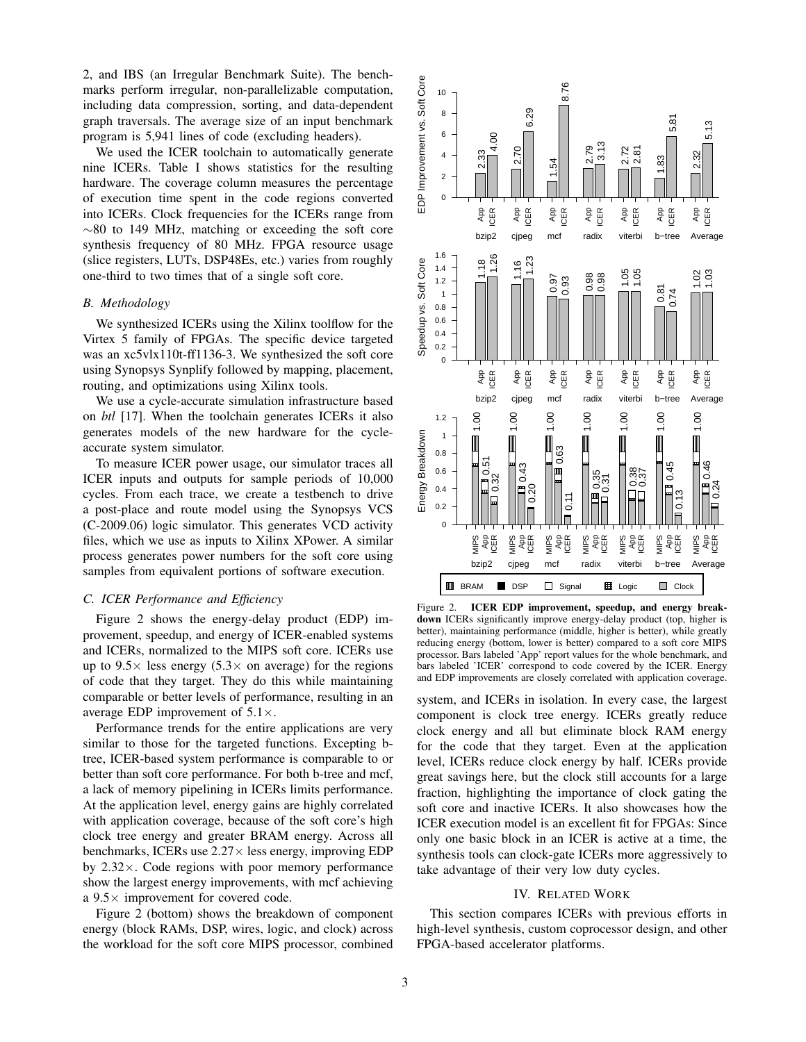2, and IBS (an Irregular Benchmark Suite). The benchmarks perform irregular, non-parallelizable computation, including data compression, sorting, and data-dependent graph traversals. The average size of an input benchmark program is 5,941 lines of code (excluding headers).

We used the ICER toolchain to automatically generate nine ICERs. Table I shows statistics for the resulting hardware. The coverage column measures the percentage of execution time spent in the code regions converted into ICERs. Clock frequencies for the ICERs range from $\sim$80 to 149 MHz, matching or exceeding the soft core synthesis frequency of 80 MHz. FPGA resource usage (slice registers, LUTs, DSP48Es, etc.) varies from roughly one-third to two times that of a single soft core.

### *B. Methodology*

We synthesized ICERs using the Xilinx toolflow for the Virtex 5 family of FPGAs. The specific device targeted was an xc5vlx110t-ff1136-3. We synthesized the soft core using Synopsys Synplify followed by mapping, placement, routing, and optimizations using Xilinx tools.

We use a cycle-accurate simulation infrastructure based on *btl* [17]. When the toolchain generates ICERs it also generates models of the new hardware for the cycle-accurate system simulator.

To measure ICER power usage, our simulator traces all ICER inputs and outputs for sample periods of 10,000 cycles. From each trace, we create a testbench to drive a post-place and route model using the Synopsys VCS (C-2009.06) logic simulator. This generates VCD activity files, which we use as inputs to Xilinx XPower. A similar process generates power numbers for the soft core using samples from equivalent portions of software execution.

### *C. ICER Performance and Efficiency*

Figure 2 shows the energy-delay product (EDP) improvement, speedup, and energy of ICER-enabled systems and ICERs, normalized to the MIPS soft core. ICERs use up to $9.5\times$ less energy ($5.3\times$ on average) for the regions of code that they target. They do this while maintaining comparable or better levels of performance, resulting in an average EDP improvement of $5.1\times$.

Performance trends for the entire applications are very similar to those for the targeted functions. Excepting b-tree, ICER-based system performance is comparable to or better than soft core performance. For both b-tree and mcf, a lack of memory pipelining in ICERs limits performance. At the application level, energy gains are highly correlated with application coverage, because of the soft core's high clock tree energy and greater BRAM energy. Across all benchmarks, ICERs use $2.27\times$ less energy, improving EDP by $2.32\times$. Code regions with poor memory performance show the largest energy improvements, with mcf achieving a $9.5\times$ improvement for covered code.

Figure 2 (bottom) shows the breakdown of component energy (block RAMs, DSP, wires, logic, and clock) across the workload for the soft core MIPS processor, combined system, and ICERs in isolation. In every case, the largest component is clock tree energy. ICERs greatly reduce clock energy and all but eliminate block RAM energy for the code that they target. Even at the application level, ICERs reduce clock energy by half. ICERs provide great savings here, but the clock still accounts for a large fraction, highlighting the importance of clock gating the soft core and inactive ICERs. It also showcases how the ICER execution model is an excellent fit for FPGAs: Since only one basic block in an ICER is active at a time, the synthesis tools can clock-gate ICERs more aggressively to take advantage of their very low duty cycles.

EDP Improvement vs. Soft Core
0 2 4 6 8 10
bzip2: App 2.33, ICER 4.00
cjpeg: App 2.70, ICER 6.29
mcf: App 1.54, ICER 8.76
radix: App 2.79, ICER 3.13
viterbi: App 2.72, ICER 2.81
b−tree: App 1.83, ICER 5.81
Average: App 2.32, ICER 5.13

Speedup vs. Soft Core
0 0.2 0.4 0.6 0.8 1 1.2 1.4 1.6
bzip2: App 1.18, ICER 1.26
cjpeg: App 1.16, ICER 1.23
mcf: App 0.97, ICER 0.93
radix: App 0.98, ICER 0.98
viterbi: App 1.05, ICER 1.05
b−tree: App 0.81, ICER 0.74
Average: App 1.02, ICER 1.03

Energy Breakdown
0 0.2 0.4 0.6 0.8 1 1.2
bzip2: MIPS 1.00, App 0.51, ICER 0.32
cjpeg: MIPS 1.00, App 0.43, ICER 0.20
mcf: MIPS 1.00, App 0.63, ICER 0.11
radix: MIPS 1.00, App 0.35, ICER 0.31
viterbi: MIPS 1.00, App 0.38, ICER 0.37
b−tree: MIPS 1.00, App 0.45, ICER 0.13
Average: MIPS 1.00, App 0.46, ICER 0.24

BRAM DSP Signal Logic Clock

Figure 2. **ICER EDP improvement, speedup, and energy breakdown** ICERs significantly improve energy-delay product (top, higher is better), maintaining performance (middle, higher is better), while greatly reducing energy (bottom, lower is better) compared to a soft core MIPS processor. Bars labeled 'App' report values for the whole benchmark, and bars labeled 'ICER' correspond to code covered by the ICER. Energy and EDP improvements are closely correlated with application coverage.

## IV. Related Work

This section compares ICERs with previous efforts in high-level synthesis, custom coprocessor design, and other FPGA-based accelerator platforms.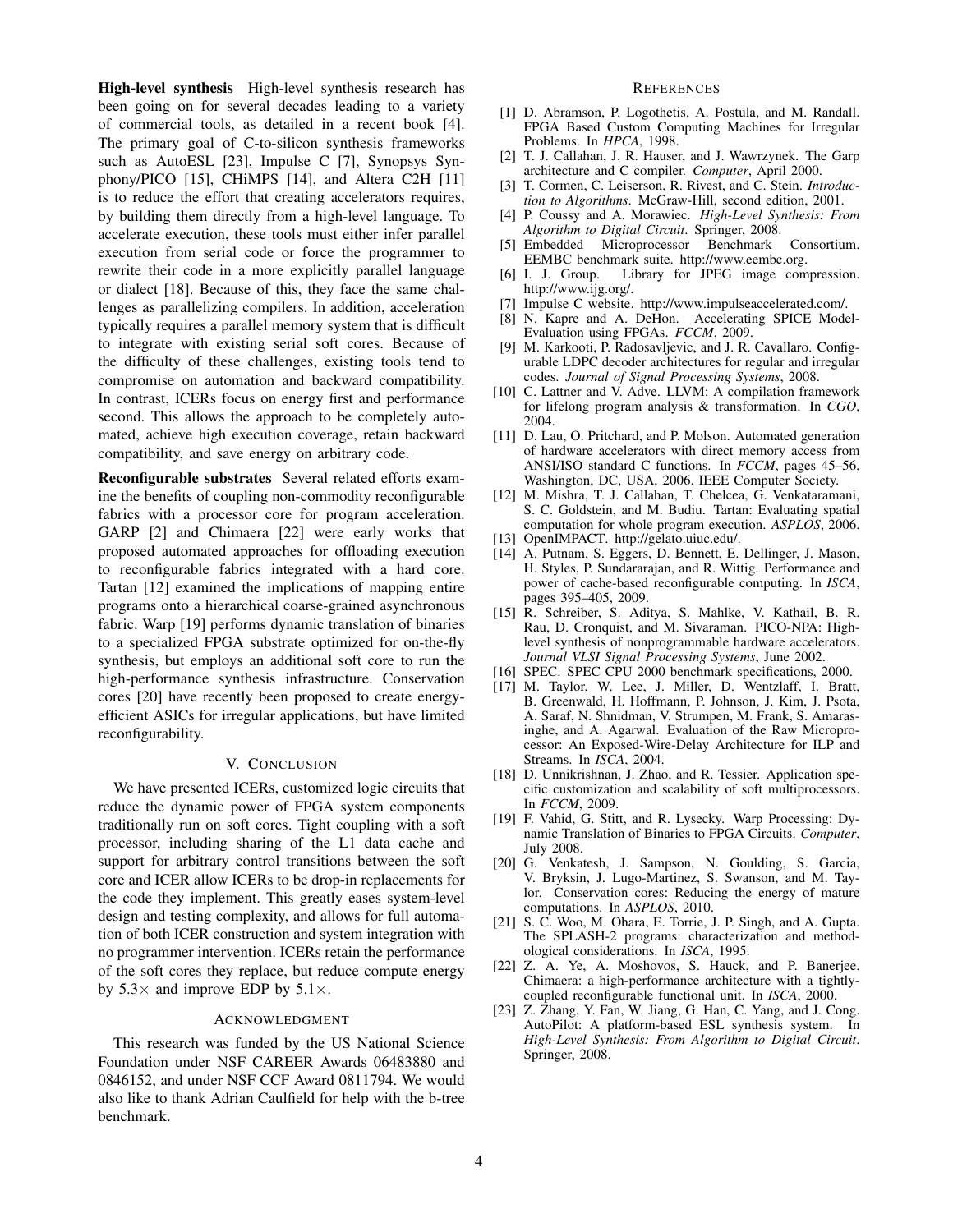**High-level synthesis** High-level synthesis research has been going on for several decades leading to a variety of commercial tools, as detailed in a recent book [4]. The primary goal of C-to-silicon synthesis frameworks such as AutoESL [23], Impulse C [7], Synopsys Synphony/PICO [15], CHiMPS [14], and Altera C2H [11] is to reduce the effort that creating accelerators requires, by building them directly from a high-level language. To accelerate execution, these tools must either infer parallel execution from serial code or force the programmer to rewrite their code in a more explicitly parallel language or dialect [18]. Because of this, they face the same challenges as parallelizing compilers. In addition, acceleration typically requires a parallel memory system that is difficult to integrate with existing serial soft cores. Because of the difficulty of these challenges, existing tools tend to compromise on automation and backward compatibility. In contrast, ICERs focus on energy first and performance second. This allows the approach to be completely automated, achieve high execution coverage, retain backward compatibility, and save energy on arbitrary code.

**Reconfigurable substrates** Several related efforts examine the benefits of coupling non-commodity reconfigurable fabrics with a processor core for program acceleration. GARP [2] and Chimaera [22] were early works that proposed automated approaches for offloading execution to reconfigurable fabrics integrated with a hard core. Tartan [12] examined the implications of mapping entire programs onto a hierarchical coarse-grained asynchronous fabric. Warp [19] performs dynamic translation of binaries to a specialized FPGA substrate optimized for on-the-fly synthesis, but employs an additional soft core to run the high-performance synthesis infrastructure. Conservation cores [20] have recently been proposed to create energy-efficient ASICs for irregular applications, but have limited reconfigurability.

## V. Conclusion

We have presented ICERs, customized logic circuits that reduce the dynamic power of FPGA system components traditionally run on soft cores. Tight coupling with a soft processor, including sharing of the L1 data cache and support for arbitrary control transitions between the soft core and ICER allow ICERs to be drop-in replacements for the code they implement. This greatly eases system-level design and testing complexity, and allows for full automation of both ICER construction and system integration with no programmer intervention. ICERs retain the performance of the soft cores they replace, but reduce compute energy by 5.3× and improve EDP by 5.1×.

## Acknowledgment

This research was funded by the US National Science Foundation under NSF CAREER Awards 06483880 and 0846152, and under NSF CCF Award 0811794. We would also like to thank Adrian Caulfield for help with the b-tree benchmark.

## References

[1] D. Abramson, P. Logothetis, A. Postula, and M. Randall. FPGA Based Custom Computing Machines for Irregular Problems. In *HPCA*, 1998.

[2] T. J. Callahan, J. R. Hauser, and J. Wawrzynek. The Garp architecture and C compiler. *Computer*, April 2000.

[3] T. Cormen, C. Leiserson, R. Rivest, and C. Stein. *Introduction to Algorithms*. McGraw-Hill, second edition, 2001.

[4] P. Coussy and A. Morawiec. *High-Level Synthesis: From Algorithm to Digital Circuit*. Springer, 2008.

[5] Embedded Microprocessor Benchmark Consortium. EEMBC benchmark suite. http://www.eembc.org.

[6] I. J. Group. Library for JPEG image compression. http://www.ijg.org/.

[7] Impulse C website. http://www.impulseaccelerated.com/.

[8] N. Kapre and A. DeHon. Accelerating SPICE Model-Evaluation using FPGAs. *FCCM*, 2009.

[9] M. Karkooti, P. Radosavljevic, and J. R. Cavallaro. Configurable LDPC decoder architectures for regular and irregular codes. *Journal of Signal Processing Systems*, 2008.

[10] C. Lattner and V. Adve. LLVM: A compilation framework for lifelong program analysis & transformation. In *CGO*, 2004.

[11] D. Lau, O. Pritchard, and P. Molson. Automated generation of hardware accelerators with direct memory access from ANSI/ISO standard C functions. In *FCCM*, pages 45–56, Washington, DC, USA, 2006. IEEE Computer Society.

[12] M. Mishra, T. J. Callahan, T. Chelcea, G. Venkataramani, S. C. Goldstein, and M. Budiu. Tartan: Evaluating spatial computation for whole program execution. *ASPLOS*, 2006.

[13] OpenIMPACT. http://gelato.uiuc.edu/.

[14] A. Putnam, S. Eggers, D. Bennett, E. Dellinger, J. Mason, H. Styles, P. Sundararajan, and R. Wittig. Performance and power of cache-based reconfigurable computing. In *ISCA*, pages 395–405, 2009.

[15] R. Schreiber, S. Aditya, S. Mahlke, V. Kathail, B. R. Rau, D. Cronquist, and M. Sivaraman. PICO-NPA: High-level synthesis of nonprogrammable hardware accelerators. *Journal VLSI Signal Processing Systems*, June 2002.

[16] SPEC. SPEC CPU 2000 benchmark specifications, 2000.

[17] M. Taylor, W. Lee, J. Miller, D. Wentzlaff, I. Bratt, B. Greenwald, H. Hoffmann, P. Johnson, J. Kim, J. Psota, A. Saraf, N. Shnidman, V. Strumpen, M. Frank, S. Amarasinghe, and A. Agarwal. Evaluation of the Raw Microprocessor: An Exposed-Wire-Delay Architecture for ILP and Streams. In *ISCA*, 2004.

[18] D. Unnikrishnan, J. Zhao, and R. Tessier. Application specific customization and scalability of soft multiprocessors. In *FCCM*, 2009.

[19] F. Vahid, G. Stitt, and R. Lysecky. Warp Processing: Dynamic Translation of Binaries to FPGA Circuits. *Computer*, July 2008.

[20] G. Venkatesh, J. Sampson, N. Goulding, S. Garcia, V. Bryksin, J. Lugo-Martinez, S. Swanson, and M. Taylor. Conservation cores: Reducing the energy of mature computations. In *ASPLOS*, 2010.

[21] S. C. Woo, M. Ohara, E. Torrie, J. P. Singh, and A. Gupta. The SPLASH-2 programs: characterization and methodological considerations. In *ISCA*, 1995.

[22] Z. A. Ye, A. Moshovos, S. Hauck, and P. Banerjee. Chimaera: a high-performance architecture with a tightly-coupled reconfigurable functional unit. In *ISCA*, 2000.

[23] Z. Zhang, Y. Fan, W. Jiang, G. Han, C. Yang, and J. Cong. AutoPilot: A platform-based ESL synthesis system. In *High-Level Synthesis: From Algorithm to Digital Circuit*. Springer, 2008.